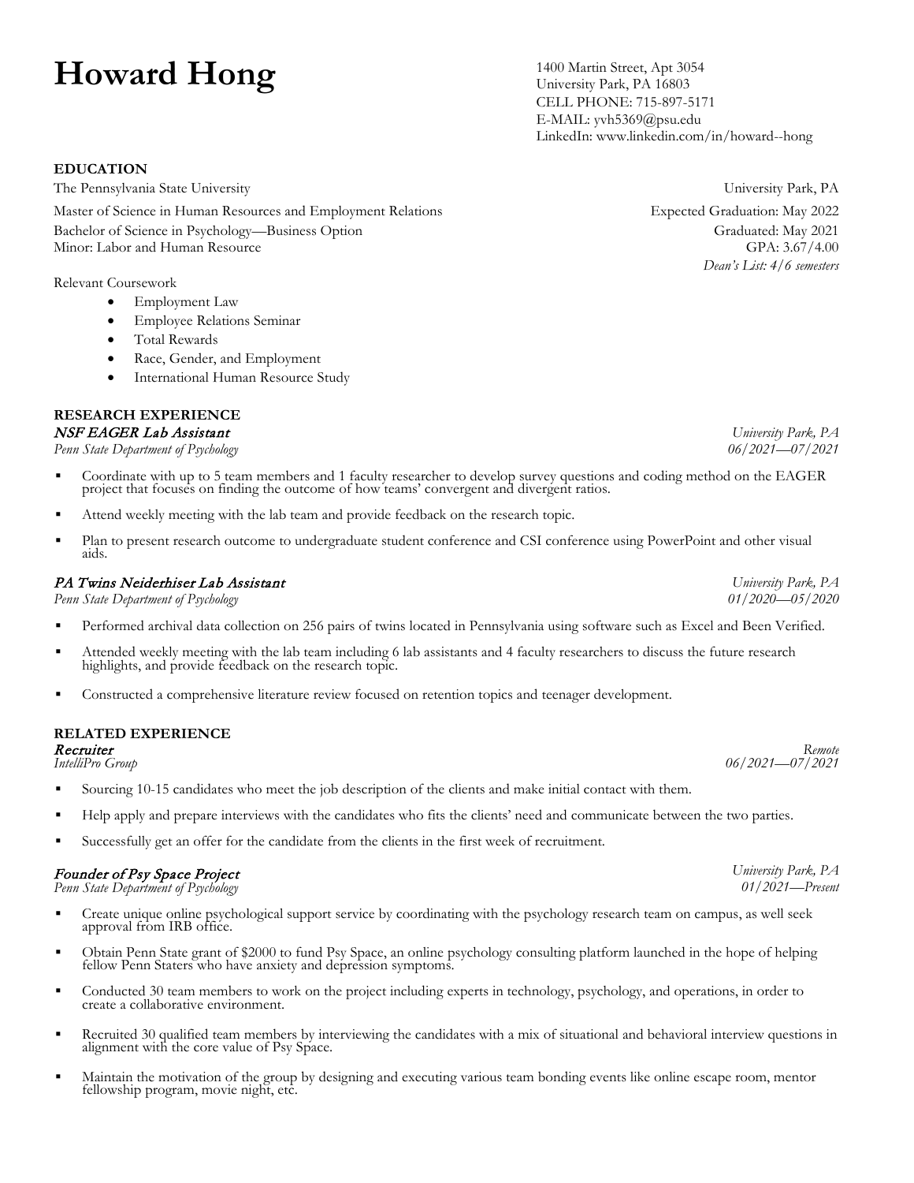# Howard Hong

1400 Martin Street, Apt 3054
University Park, PA 16803
CELL PHONE: 715-897-5171
E-MAIL: yvh5369@psu.edu
LinkedIn: www.linkedin.com/in/howard--hong

## EDUCATION

The Pennsylvania State University — University Park, PA

Master of Science in Human Resources and Employment Relations — Expected Graduation: May 2022
Bachelor of Science in Psychology—Business Option — Graduated: May 2021
Minor: Labor and Human Resource — GPA: 3.67/4.00
*Dean's List: 4/6 semesters*

Relevant Coursework

- Employment Law
- Employee Relations Seminar
- Total Rewards
- Race, Gender, and Employment
- International Human Resource Study

## RESEARCH EXPERIENCE

***NSF EAGER Lab Assistant*** — *University Park, PA*
*Penn State Department of Psychology* — *06/2021—07/2021*

- Coordinate with up to 5 team members and 1 faculty researcher to develop survey questions and coding method on the EAGER project that focuses on finding the outcome of how teams' convergent and divergent ratios.
- Attend weekly meeting with the lab team and provide feedback on the research topic.
- Plan to present research outcome to undergraduate student conference and CSI conference using PowerPoint and other visual aids.

***PA Twins Neiderhiser Lab Assistant*** — *University Park, PA*
*Penn State Department of Psychology* — *01/2020—05/2020*

- Performed archival data collection on 256 pairs of twins located in Pennsylvania using software such as Excel and Been Verified.
- Attended weekly meeting with the lab team including 6 lab assistants and 4 faculty researchers to discuss the future research highlights, and provide feedback on the research topic.
- Constructed a comprehensive literature review focused on retention topics and teenager development.

## RELATED EXPERIENCE

***Recruiter*** — *Remote*
*IntelliPro Group* — *06/2021—07/2021*

- Sourcing 10-15 candidates who meet the job description of the clients and make initial contact with them.
- Help apply and prepare interviews with the candidates who fits the clients' need and communicate between the two parties.
- Successfully get an offer for the candidate from the clients in the first week of recruitment.

***Founder of Psy Space Project*** — *University Park, PA*
*Penn State Department of Psychology* — *01/2021—Present*

- Create unique online psychological support service by coordinating with the psychology research team on campus, as well seek approval from IRB office.
- Obtain Penn State grant of $2000 to fund Psy Space, an online psychology consulting platform launched in the hope of helping fellow Penn Staters who have anxiety and depression symptoms.
- Conducted 30 team members to work on the project including experts in technology, psychology, and operations, in order to create a collaborative environment.
- Recruited 30 qualified team members by interviewing the candidates with a mix of situational and behavioral interview questions in alignment with the core value of Psy Space.
- Maintain the motivation of the group by designing and executing various team bonding events like online escape room, mentor fellowship program, movie night, etc.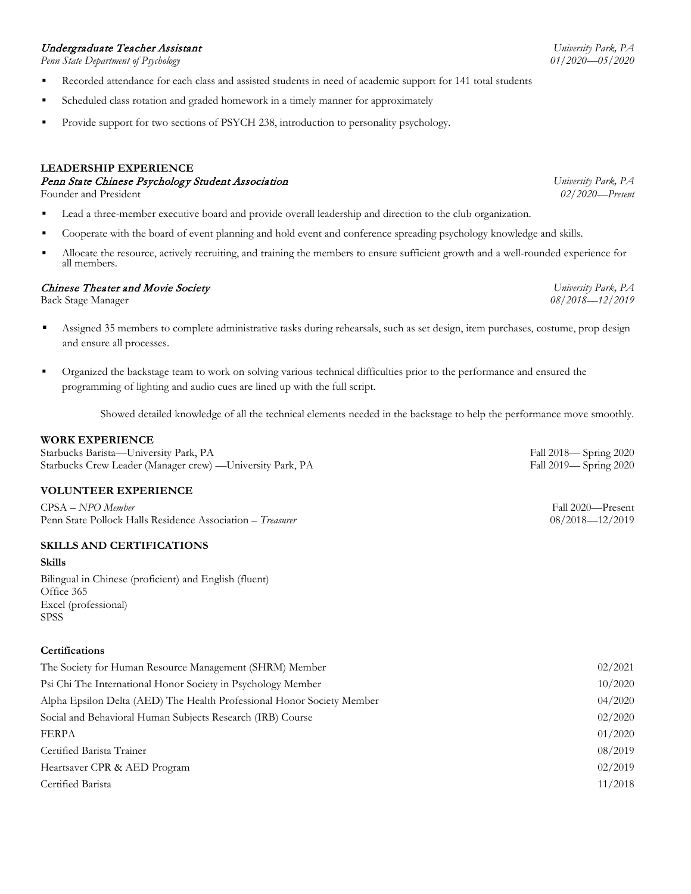*Undergraduate Teacher Assistant* | *University Park, PA*
*Penn State Department of Psychology* | *01/2020—05/2020*

- Recorded attendance for each class and assisted students in need of academic support for 141 total students
- Scheduled class rotation and graded homework in a timely manner for approximately
- Provide support for two sections of PSYCH 238, introduction to personality psychology.

## LEADERSHIP EXPERIENCE

*Penn State Chinese Psychology Student Association* | *University Park, PA*
Founder and President | *02/2020—Present*

- Lead a three-member executive board and provide overall leadership and direction to the club organization.
- Cooperate with the board of event planning and hold event and conference spreading psychology knowledge and skills.
- Allocate the resource, actively recruiting, and training the members to ensure sufficient growth and a well-rounded experience for all members.

*Chinese Theater and Movie Society* | *University Park, PA*
Back Stage Manager | *08/2018—12/2019*

- Assigned 35 members to complete administrative tasks during rehearsals, such as set design, item purchases, costume, prop design and ensure all processes.
- Organized the backstage team to work on solving various technical difficulties prior to the performance and ensured the programming of lighting and audio cues are lined up with the full script.

Showed detailed knowledge of all the technical elements needed in the backstage to help the performance move smoothly.

## WORK EXPERIENCE

Starbucks Barista—University Park, PA | Fall 2018— Spring 2020
Starbucks Crew Leader (Manager crew) —University Park, PA | Fall 2019— Spring 2020

## VOLUNTEER EXPERIENCE

CPSA – *NPO Member* | Fall 2020—Present
Penn State Pollock Halls Residence Association – *Treasurer* | 08/2018—12/2019

## SKILLS AND CERTIFICATIONS

**Skills**

Bilingual in Chinese (proficient) and English (fluent)
Office 365
Excel (professional)
SPSS

**Certifications**

| | |
|---|---|
| The Society for Human Resource Management (SHRM) Member | 02/2021 |
| Psi Chi The International Honor Society in Psychology Member | 10/2020 |
| Alpha Epsilon Delta (AED) The Health Professional Honor Society Member | 04/2020 |
| Social and Behavioral Human Subjects Research (IRB) Course | 02/2020 |
| FERPA | 01/2020 |
| Certified Barista Trainer | 08/2019 |
| Heartsaver CPR & AED Program | 02/2019 |
| Certified Barista | 11/2018 |